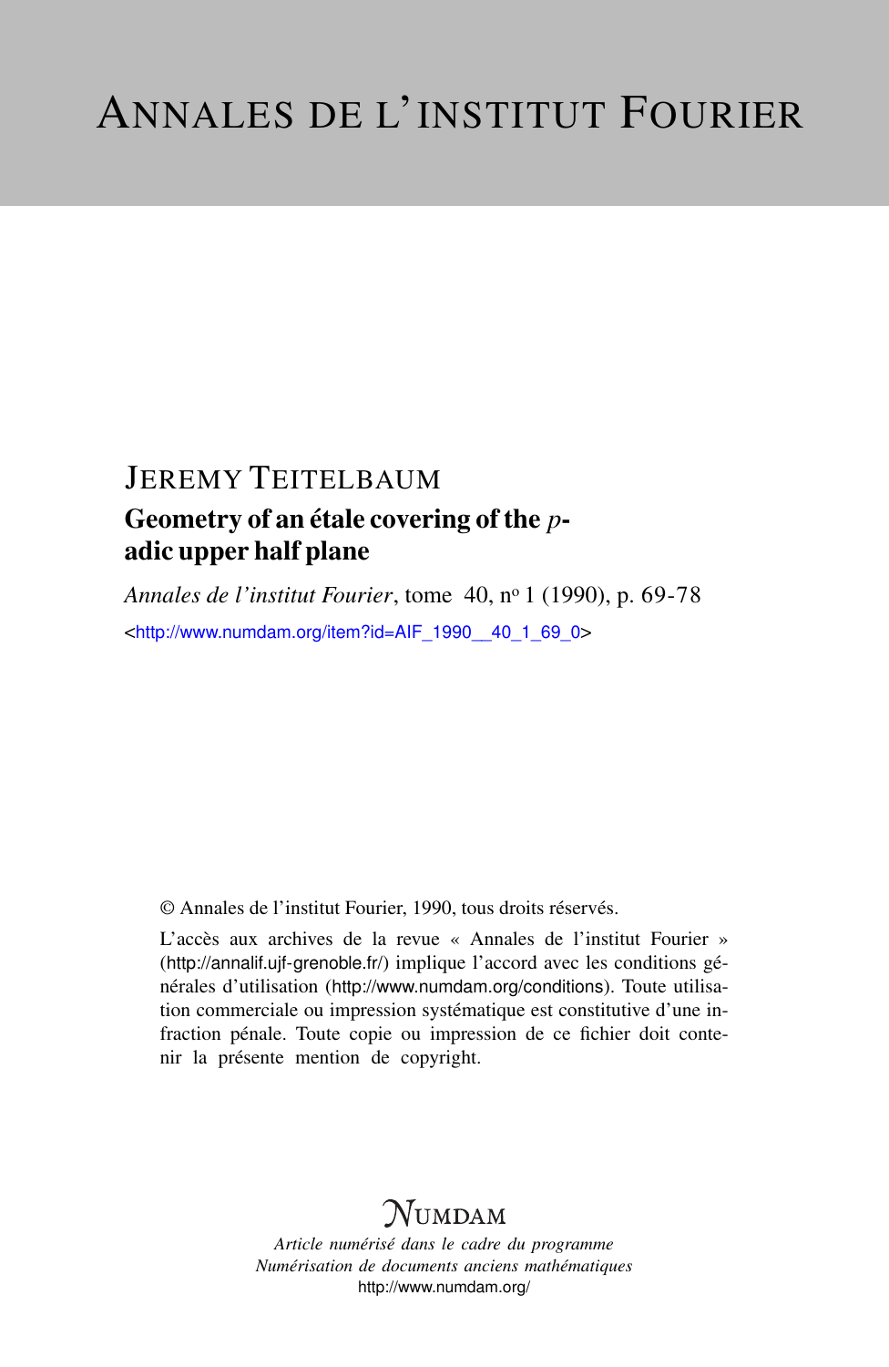# ANNALES DE L'INSTITUT FOURIER

## JEREMY TEITELBAUM

### Geometry of an étale covering of the $p$-adic upper half plane

*Annales de l'institut Fourier*, tome 40, n° 1 (1990), p. 69-78

<http://www.numdam.org/item?id=AIF_1990__40_1_69_0>

© Annales de l'institut Fourier, 1990, tous droits réservés.

L'accès aux archives de la revue « Annales de l'institut Fourier » (http://annalif.ujf-grenoble.fr/) implique l'accord avec les conditions générales d'utilisation (http://www.numdam.org/conditions). Toute utilisation commerciale ou impression systématique est constitutive d'une infraction pénale. Toute copie ou impression de ce fichier doit contenir la présente mention de copyright.

NUMDAM

*Article numérisé dans le cadre du programme*
*Numérisation de documents anciens mathématiques*
http://www.numdam.org/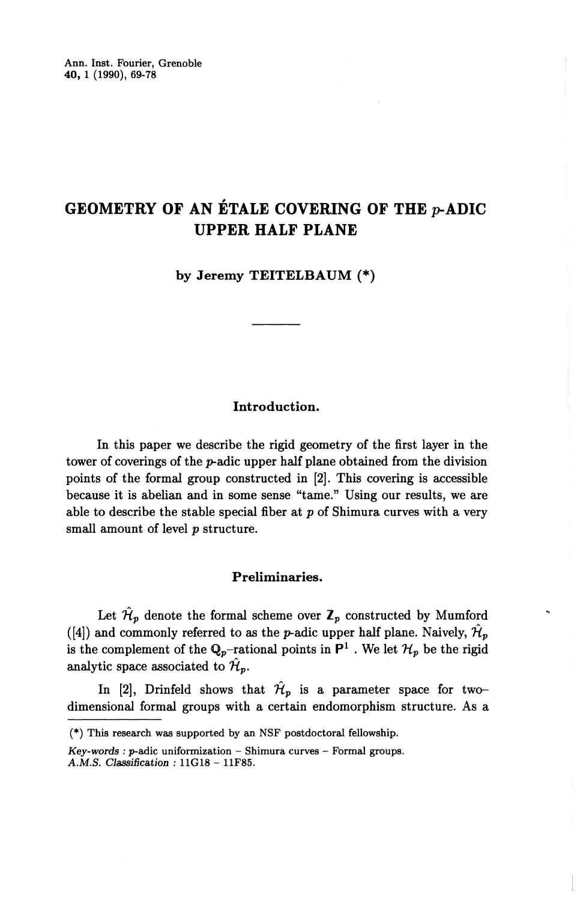# GEOMETRY OF AN ÉTALE COVERING OF THE $p$-ADIC UPPER HALF PLANE

**by Jeremy TEITELBAUM (\*)**

## Introduction.

In this paper we describe the rigid geometry of the first layer in the tower of coverings of the $p$-adic upper half plane obtained from the division points of the formal group constructed in [2]. This covering is accessible because it is abelian and in some sense "tame." Using our results, we are able to describe the stable special fiber at $p$ of Shimura curves with a very small amount of level $p$ structure.

## Preliminaries.

Let $\hat{\mathcal{H}}_p$ denote the formal scheme over $\mathbf{Z}_p$ constructed by Mumford ([4]) and commonly referred to as the $p$-adic upper half plane. Naively, $\hat{\mathcal{H}}_p$ is the complement of the $\mathbf{Q}_p$-rational points in $\mathbf{P}^1$. We let $\mathcal{H}_p$ be the rigid analytic space associated to $\hat{\mathcal{H}}_p$.

In [2], Drinfeld shows that $\hat{\mathcal{H}}_p$ is a parameter space for two-dimensional formal groups with a certain endomorphism structure. As a

---

(\*) This research was supported by an NSF postdoctoral fellowship.

*Key-words* : $p$-adic uniformization – Shimura curves – Formal groups.
*A.M.S. Classification* : 11G18 – 11F85.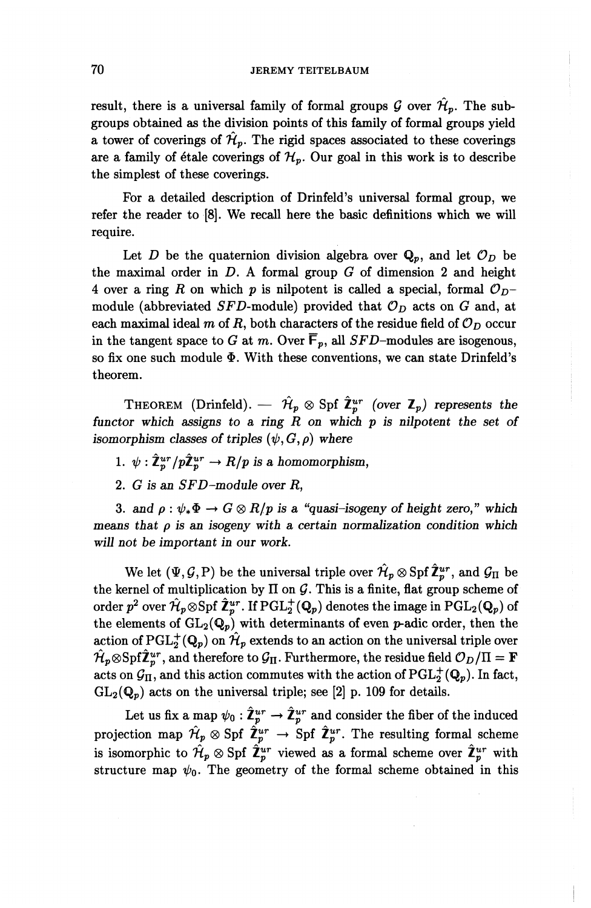result, there is a universal family of formal groups $\mathcal{G}$ over $\hat{\mathcal{H}}_p$. The subgroups obtained as the division points of this family of formal groups yield a tower of coverings of $\hat{\mathcal{H}}_p$. The rigid spaces associated to these coverings are a family of étale coverings of $\mathcal{H}_p$. Our goal in this work is to describe the simplest of these coverings.

For a detailed description of Drinfeld's universal formal group, we refer the reader to [8]. We recall here the basic definitions which we will require.

Let $D$ be the quaternion division algebra over $\mathbf{Q}_p$, and let $\mathcal{O}_D$ be the maximal order in $D$. A formal group $G$ of dimension 2 and height 4 over a ring $R$ on which $p$ is nilpotent is called a special, formal $\mathcal{O}_D$-module (abbreviated $SFD$-module) provided that $\mathcal{O}_D$ acts on $G$ and, at each maximal ideal $m$ of $R$, both characters of the residue field of $\mathcal{O}_D$ occur in the tangent space to $G$ at $m$. Over $\overline{\mathbf{F}}_p$, all $SFD$-modules are isogenous, so fix one such module $\Phi$. With these conventions, we can state Drinfeld's theorem.

THEOREM (Drinfeld). — *$\hat{\mathcal{H}}_p \otimes \operatorname{Spf} \hat{\mathbf{Z}}_p^{ur}$ (over $\mathbf{Z}_p$) represents the functor which assigns to a ring $R$ on which $p$ is nilpotent the set of isomorphism classes of triples $(\psi, G, \rho)$ where*

1. *$\psi : \hat{\mathbf{Z}}_p^{ur}/p\hat{\mathbf{Z}}_p^{ur} \to R/p$ is a homomorphism,*
2. *$G$ is an $SFD$-module over $R$,*
3. *and $\rho : \psi_*\Phi \to G \otimes R/p$ is a "quasi-isogeny of height zero," which means that $\rho$ is an isogeny with a certain normalization condition which will not be important in our work.*

We let $(\Psi, \mathcal{G}, \mathrm{P})$ be the universal triple over $\hat{\mathcal{H}}_p \otimes \operatorname{Spf} \hat{\mathbf{Z}}_p^{ur}$, and $\mathcal{G}_\Pi$ be the kernel of multiplication by $\Pi$ on $\mathcal{G}$. This is a finite, flat group scheme of order $p^2$ over $\hat{\mathcal{H}}_p \otimes \operatorname{Spf} \hat{\mathbf{Z}}_p^{ur}$. If $\mathrm{PGL}_2^+(\mathbf{Q}_p)$ denotes the image in $\mathrm{PGL}_2(\mathbf{Q}_p)$ of the elements of $\mathrm{GL}_2(\mathbf{Q}_p)$ with determinants of even $p$-adic order, then the action of $\mathrm{PGL}_2^+(\mathbf{Q}_p)$ on $\hat{\mathcal{H}}_p$ extends to an action on the universal triple over $\hat{\mathcal{H}}_p \otimes \operatorname{Spf} \hat{\mathbf{Z}}_p^{ur}$, and therefore to $\mathcal{G}_\Pi$. Furthermore, the residue field $\mathcal{O}_D/\Pi = \mathbf{F}$ acts on $\mathcal{G}_\Pi$, and this action commutes with the action of $\mathrm{PGL}_2^+(\mathbf{Q}_p)$. In fact, $\mathrm{GL}_2(\mathbf{Q}_p)$ acts on the universal triple; see [2] p. 109 for details.

Let us fix a map $\psi_0 : \hat{\mathbf{Z}}_p^{ur} \to \hat{\mathbf{Z}}_p^{ur}$ and consider the fiber of the induced projection map $\hat{\mathcal{H}}_p \otimes \operatorname{Spf} \hat{\mathbf{Z}}_p^{ur} \to \operatorname{Spf} \hat{\mathbf{Z}}_p^{ur}$. The resulting formal scheme is isomorphic to $\hat{\mathcal{H}}_p \otimes \operatorname{Spf} \hat{\mathbf{Z}}_p^{ur}$ viewed as a formal scheme over $\hat{\mathbf{Z}}_p^{ur}$ with structure map $\psi_0$. The geometry of the formal scheme obtained in this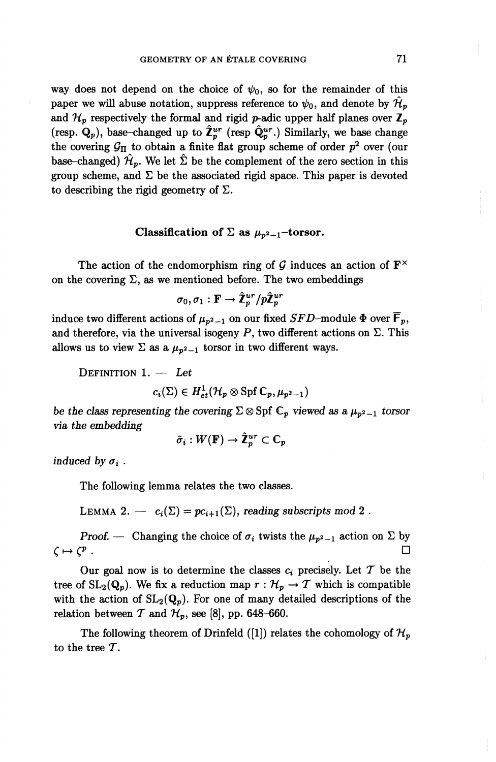way does not depend on the choice of $\psi_0$, so for the remainder of this paper we will abuse notation, suppress reference to $\psi_0$, and denote by $\hat{\mathcal{H}}_p$ and $\mathcal{H}_p$ respectively the formal and rigid $p$-adic upper half planes over $\mathbf{Z}_p$ (resp. $\mathbf{Q}_p$), base–changed up to $\hat{\mathbf{Z}}_p^{ur}$ (resp $\hat{\mathbf{Q}}_p^{ur}$.) Similarly, we base change the covering $\mathcal{G}_\Pi$ to obtain a finite flat group scheme of order $p^2$ over (our base–changed) $\hat{\mathcal{H}}_p$. We let $\hat{\Sigma}$ be the complement of the zero section in this group scheme, and $\Sigma$ be the associated rigid space. This paper is devoted to describing the rigid geometry of $\Sigma$.

### Classification of $\Sigma$ as $\mu_{p^2-1}$–torsor.

The action of the endomorphism ring of $\mathcal{G}$ induces an action of $\mathbf{F}^\times$ on the covering $\Sigma$, as we mentioned before. The two embeddings

$$\sigma_0, \sigma_1 : \mathbf{F} \to \hat{\mathbf{Z}}_p^{ur}/p\hat{\mathbf{Z}}_p^{ur}$$

induce two different actions of $\mu_{p^2-1}$ on our fixed $SFD$–module $\Phi$ over $\overline{\mathbf{F}}_p$, and therefore, via the universal isogeny $P$, two different actions on $\Sigma$. This allows us to view $\Sigma$ as a $\mu_{p^2-1}$ torsor in two different ways.

DEFINITION 1. — *Let*

$$c_i(\Sigma) \in H^1_{et}(\mathcal{H}_p \otimes \operatorname{Spf} \mathbf{C}_p, \mu_{p^2-1})$$

*be the class representing the covering $\Sigma \otimes \operatorname{Spf} \mathbf{C}_p$ viewed as a $\mu_{p^2-1}$ torsor via the embedding*

$$\tilde{\sigma}_i : W(\mathbf{F}) \to \hat{\mathbf{Z}}_p^{ur} \subset \mathbf{C}_p$$

*induced by $\sigma_i$ .*

The following lemma relates the two classes.

LEMMA 2. — $c_i(\Sigma) = pc_{i+1}(\Sigma)$, *reading subscripts mod 2 .*

*Proof.* — Changing the choice of $\sigma_i$ twists the $\mu_{p^2-1}$ action on $\Sigma$ by $\zeta \mapsto \zeta^p$ . □

Our goal now is to determine the classes $c_i$ precisely. Let $\mathcal{T}$ be the tree of $\mathrm{SL}_2(\mathbf{Q}_p)$. We fix a reduction map $r : \mathcal{H}_p \to \mathcal{T}$ which is compatible with the action of $\mathrm{SL}_2(\mathbf{Q}_p)$. For one of many detailed descriptions of the relation between $\mathcal{T}$ and $\mathcal{H}_p$, see [8], pp. 648–660.

The following theorem of Drinfeld ([1]) relates the cohomology of $\mathcal{H}_p$ to the tree $\mathcal{T}$.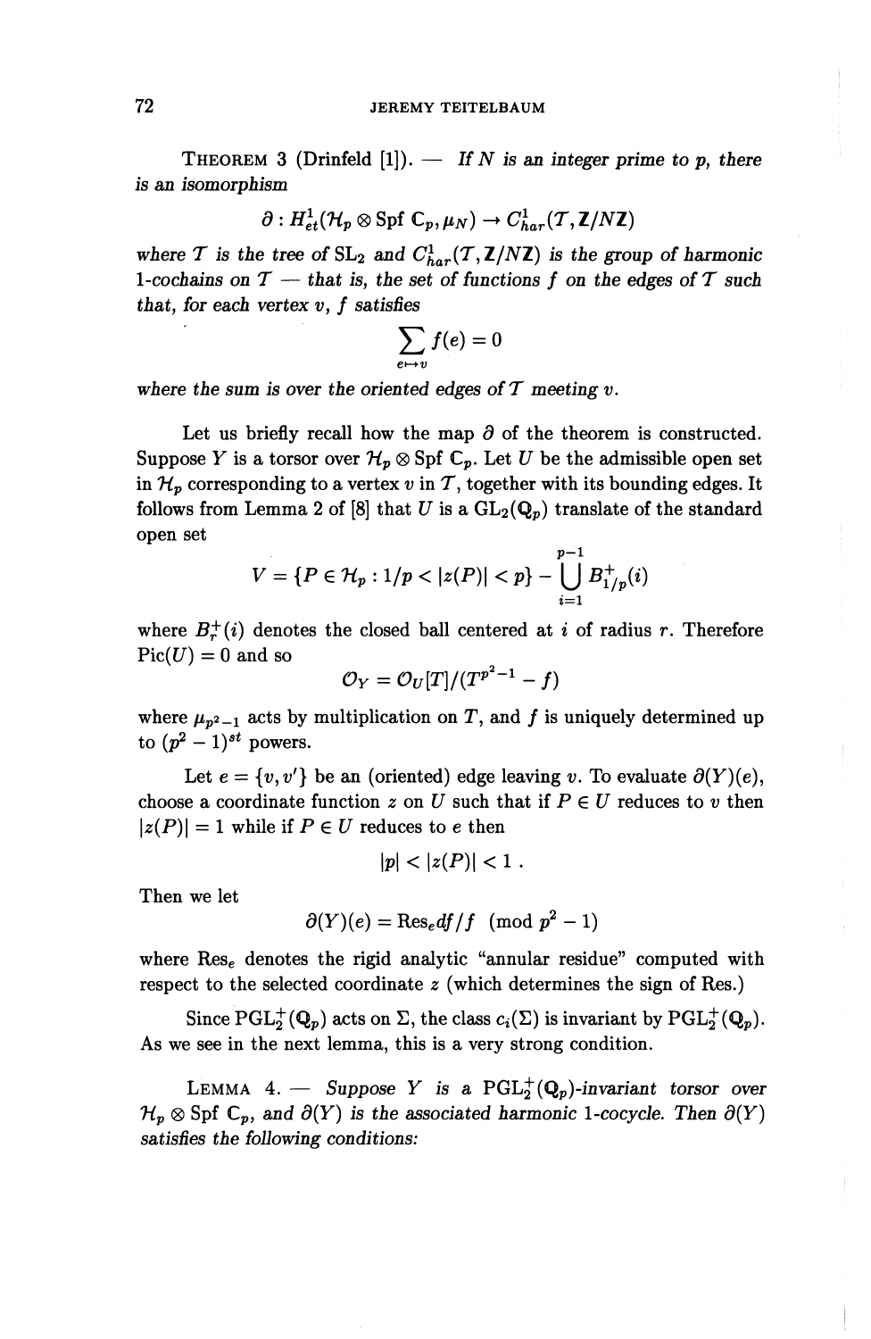THEOREM 3 (Drinfeld [1]). — *If $N$ is an integer prime to $p$, there is an isomorphism*

$$\partial : H^1_{et}(\mathcal{H}_p \otimes \operatorname{Spf} \mathbf{C}_p, \mu_N) \to C^1_{har}(\mathcal{T}, \mathbf{Z}/N\mathbf{Z})$$

*where $\mathcal{T}$ is the tree of $\mathrm{SL}_2$ and $C^1_{har}(\mathcal{T}, \mathbf{Z}/N\mathbf{Z})$ is the group of harmonic 1-cochains on $\mathcal{T}$ — that is, the set of functions $f$ on the edges of $\mathcal{T}$ such that, for each vertex $v$, $f$ satisfies*

$$\sum_{e \mapsto v} f(e) = 0$$

*where the sum is over the oriented edges of $\mathcal{T}$ meeting $v$.*

Let us briefly recall how the map $\partial$ of the theorem is constructed. Suppose $Y$ is a torsor over $\mathcal{H}_p \otimes \operatorname{Spf} \mathbf{C}_p$. Let $U$ be the admissible open set in $\mathcal{H}_p$ corresponding to a vertex $v$ in $\mathcal{T}$, together with its bounding edges. It follows from Lemma 2 of [8] that $U$ is a $\mathrm{GL}_2(\mathbf{Q}_p)$ translate of the standard open set

$$V = \{P \in \mathcal{H}_p : 1/p < |z(P)| < p\} - \bigcup_{i=1}^{p-1} B^+_{1/p}(i)$$

where $B^+_r(i)$ denotes the closed ball centered at $i$ of radius $r$. Therefore $\operatorname{Pic}(U) = 0$ and so

$$\mathcal{O}_Y = \mathcal{O}_U[T]/(T^{p^2-1} - f)$$

where $\mu_{p^2-1}$ acts by multiplication on $T$, and $f$ is uniquely determined up to $(p^2-1)^{st}$ powers.

Let $e = \{v, v'\}$ be an (oriented) edge leaving $v$. To evaluate $\partial(Y)(e)$, choose a coordinate function $z$ on $U$ such that if $P \in U$ reduces to $v$ then $|z(P)| = 1$ while if $P \in U$ reduces to $e$ then

$$|p| < |z(P)| < 1 .$$

Then we let

$$\partial(Y)(e) = \operatorname{Res}_e df/f \pmod{p^2-1}$$

where $\operatorname{Res}_e$ denotes the rigid analytic "annular residue" computed with respect to the selected coordinate $z$ (which determines the sign of Res.)

Since $\mathrm{PGL}_2^+(\mathbf{Q}_p)$ acts on $\Sigma$, the class $c_i(\Sigma)$ is invariant by $\mathrm{PGL}_2^+(\mathbf{Q}_p)$. As we see in the next lemma, this is a very strong condition.

LEMMA 4. — *Suppose $Y$ is a $\mathrm{PGL}_2^+(\mathbf{Q}_p)$-invariant torsor over $\mathcal{H}_p \otimes \operatorname{Spf} \mathbf{C}_p$, and $\partial(Y)$ is the associated harmonic 1-cocycle. Then $\partial(Y)$ satisfies the following conditions:*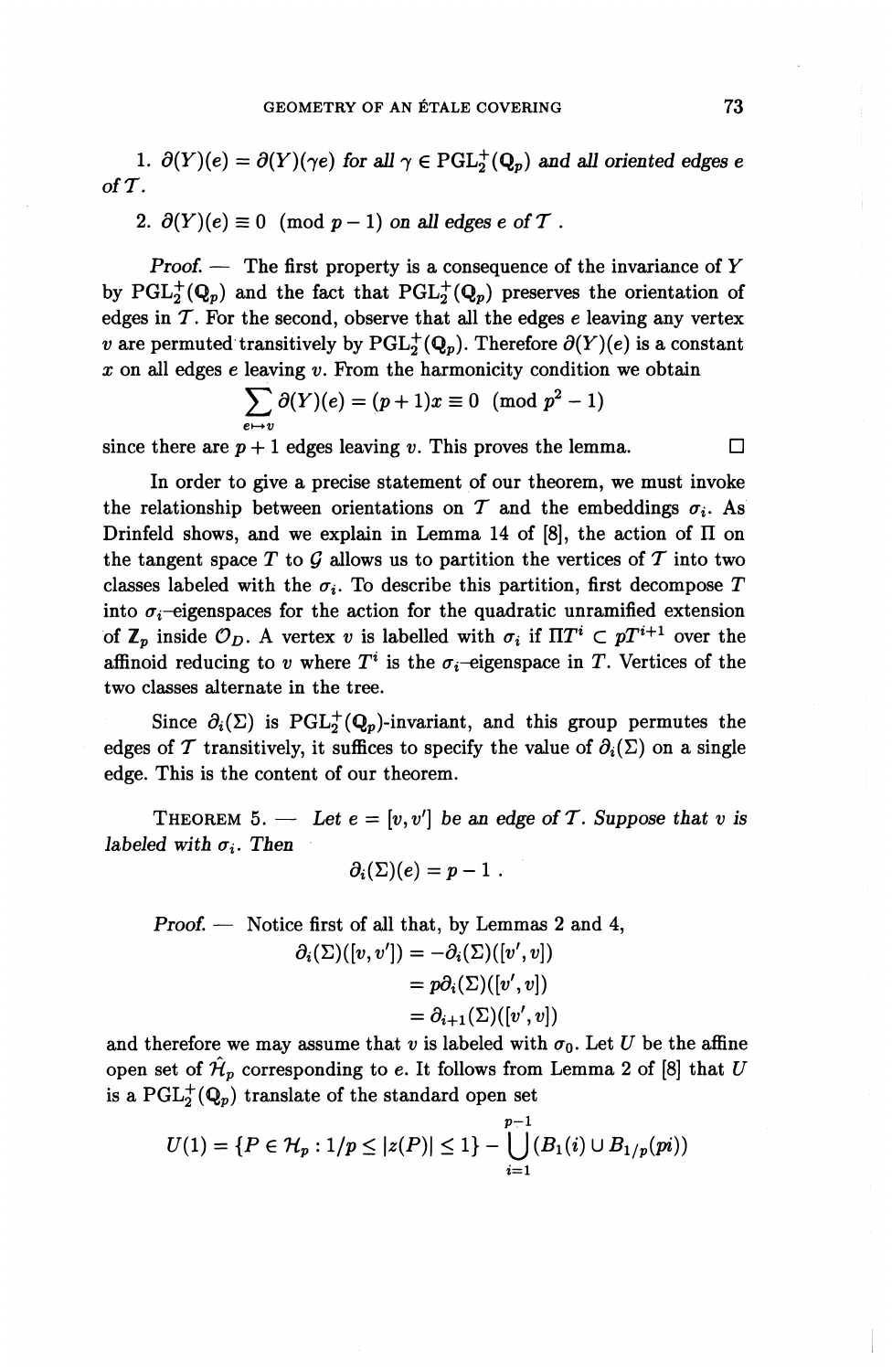1. $\partial(Y)(e) = \partial(Y)(\gamma e)$ *for all* $\gamma \in \mathrm{PGL}_2^+(\mathbf{Q}_p)$ *and all oriented edges* $e$ *of* $\mathcal{T}$.

2. $\partial(Y)(e) \equiv 0 \pmod{p-1}$ *on all edges* $e$ *of* $\mathcal{T}$.

*Proof.* — The first property is a consequence of the invariance of $Y$ by $\mathrm{PGL}_2^+(\mathbf{Q}_p)$ and the fact that $\mathrm{PGL}_2^+(\mathbf{Q}_p)$ preserves the orientation of edges in $\mathcal{T}$. For the second, observe that all the edges $e$ leaving any vertex $v$ are permuted transitively by $\mathrm{PGL}_2^+(\mathbf{Q}_p)$. Therefore $\partial(Y)(e)$ is a constant $x$ on all edges $e$ leaving $v$. From the harmonicity condition we obtain

$$\sum_{e \mapsto v} \partial(Y)(e) = (p+1)x \equiv 0 \pmod{p^2-1}$$

since there are $p+1$ edges leaving $v$. This proves the lemma. □

In order to give a precise statement of our theorem, we must invoke the relationship between orientations on $\mathcal{T}$ and the embeddings $\sigma_i$. As Drinfeld shows, and we explain in Lemma 14 of [8], the action of $\Pi$ on the tangent space $T$ to $\mathcal{G}$ allows us to partition the vertices of $\mathcal{T}$ into two classes labeled with the $\sigma_i$. To describe this partition, first decompose $T$ into $\sigma_i$–eigenspaces for the action for the quadratic unramified extension of $\mathbf{Z}_p$ inside $\mathcal{O}_D$. A vertex $v$ is labelled with $\sigma_i$ if $\Pi T^i \subset pT^{i+1}$ over the affinoid reducing to $v$ where $T^i$ is the $\sigma_i$–eigenspace in $T$. Vertices of the two classes alternate in the tree.

Since $\partial_i(\Sigma)$ is $\mathrm{PGL}_2^+(\mathbf{Q}_p)$-invariant, and this group permutes the edges of $\mathcal{T}$ transitively, it suffices to specify the value of $\partial_i(\Sigma)$ on a single edge. This is the content of our theorem.

THEOREM 5. — *Let* $e = [v, v']$ *be an edge of* $\mathcal{T}$. *Suppose that* $v$ *is labeled with* $\sigma_i$. *Then*

$$\partial_i(\Sigma)(e) = p - 1 .$$

*Proof.* — Notice first of all that, by Lemmas 2 and 4,

$$\begin{aligned} \partial_i(\Sigma)([v, v']) &= -\partial_i(\Sigma)([v', v]) \\ &= p\partial_i(\Sigma)([v', v]) \\ &= \partial_{i+1}(\Sigma)([v', v]) \end{aligned}$$

and therefore we may assume that $v$ is labeled with $\sigma_0$. Let $U$ be the affine open set of $\hat{\mathcal{H}}_p$ corresponding to $e$. It follows from Lemma 2 of [8] that $U$ is a $\mathrm{PGL}_2^+(\mathbf{Q}_p)$ translate of the standard open set

$$U(1) = \{P \in \mathcal{H}_p : 1/p \le |z(P)| \le 1\} - \bigcup_{i=1}^{p-1} (B_1(i) \cup B_{1/p}(pi))$$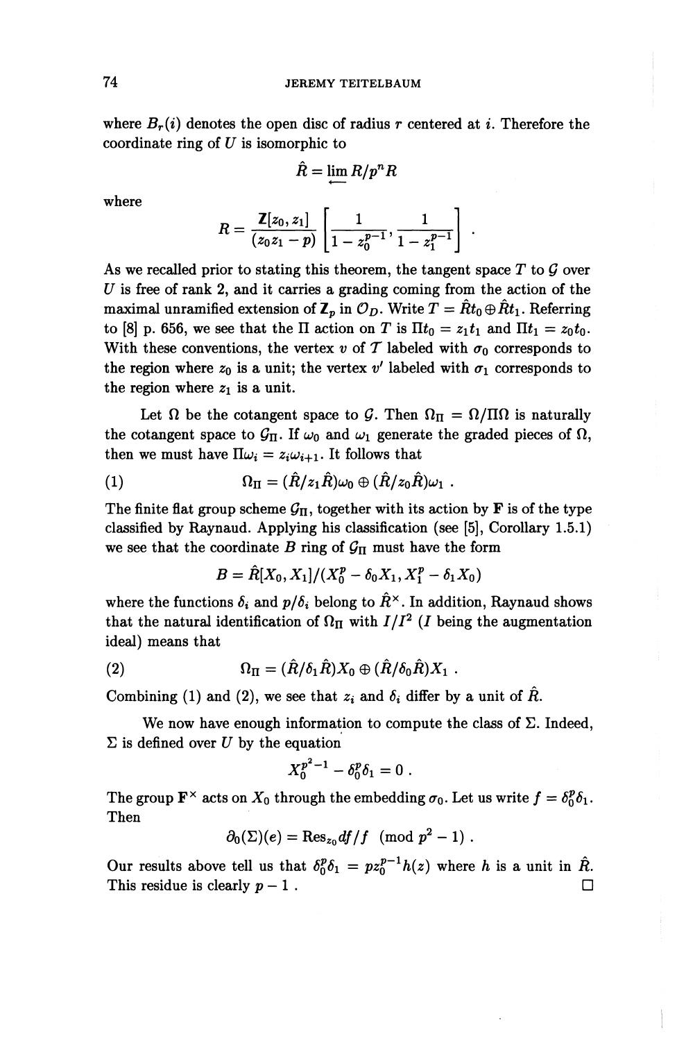where $B_r(i)$ denotes the open disc of radius $r$ centered at $i$. Therefore the coordinate ring of $U$ is isomorphic to

$$\hat{R} = \varprojlim R/p^n R$$

where

$$R = \frac{\mathbf{Z}[z_0, z_1]}{(z_0 z_1 - p)} \left[ \frac{1}{1 - z_0^{p-1}}, \frac{1}{1 - z_1^{p-1}} \right] .$$

As we recalled prior to stating this theorem, the tangent space $T$ to $\mathcal{G}$ over $U$ is free of rank 2, and it carries a grading coming from the action of the maximal unramified extension of $\mathbf{Z}_p$ in $\mathcal{O}_D$. Write $T = \hat{R}t_0 \oplus \hat{R}t_1$. Referring to [8] p. 656, we see that the $\Pi$ action on $T$ is $\Pi t_0 = z_1 t_1$ and $\Pi t_1 = z_0 t_0$. With these conventions, the vertex $v$ of $\mathcal{T}$ labeled with $\sigma_0$ corresponds to the region where $z_0$ is a unit; the vertex $v'$ labeled with $\sigma_1$ corresponds to the region where $z_1$ is a unit.

Let $\Omega$ be the cotangent space to $\mathcal{G}$. Then $\Omega_\Pi = \Omega/\Pi\Omega$ is naturally the cotangent space to $\mathcal{G}_\Pi$. If $\omega_0$ and $\omega_1$ generate the graded pieces of $\Omega$, then we must have $\Pi\omega_i = z_i \omega_{i+1}$. It follows that

$$\Omega_\Pi = (\hat{R}/z_1\hat{R})\omega_0 \oplus (\hat{R}/z_0\hat{R})\omega_1 \ . \tag{1}$$

The finite flat group scheme $\mathcal{G}_\Pi$, together with its action by $\mathbf{F}$ is of the type classified by Raynaud. Applying his classification (see [5], Corollary 1.5.1) we see that the coordinate $B$ ring of $\mathcal{G}_\Pi$ must have the form

$$B = \hat{R}[X_0, X_1]/(X_0^p - \delta_0 X_1, X_1^p - \delta_1 X_0)$$

where the functions $\delta_i$ and $p/\delta_i$ belong to $\hat{R}^\times$. In addition, Raynaud shows that the natural identification of $\Omega_\Pi$ with $I/I^2$ ($I$ being the augmentation ideal) means that

$$\Omega_\Pi = (\hat{R}/\delta_1\hat{R})X_0 \oplus (\hat{R}/\delta_0\hat{R})X_1 \ . \tag{2}$$

Combining (1) and (2), we see that $z_i$ and $\delta_i$ differ by a unit of $\hat{R}$.

We now have enough information to compute the class of $\Sigma$. Indeed, $\Sigma$ is defined over $U$ by the equation

$$X_0^{p^2-1} - \delta_0^p \delta_1 = 0 \ .$$

The group $\mathbf{F}^\times$ acts on $X_0$ through the embedding $\sigma_0$. Let us write $f = \delta_0^p \delta_1$. Then

$$\partial_0(\Sigma)(e) = \mathrm{Res}_{z_0} df/f \pmod{p^2 - 1} \ .$$

Our results above tell us that $\delta_0^p \delta_1 = p z_0^{p-1} h(z)$ where $h$ is a unit in $\hat{R}$. This residue is clearly $p - 1$ . $\square$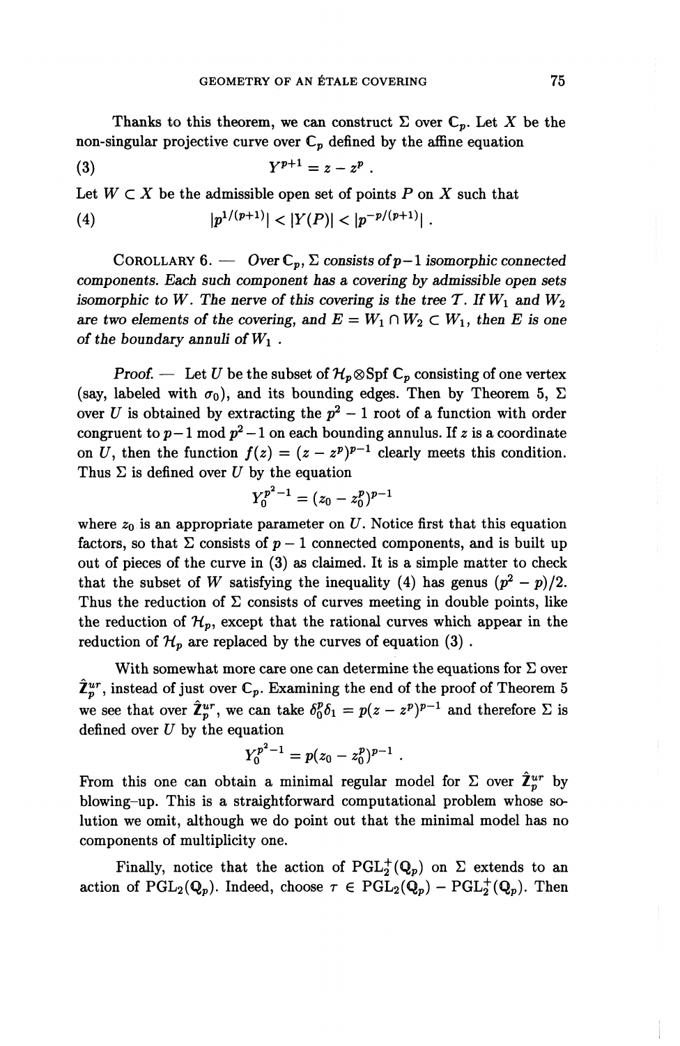Thanks to this theorem, we can construct $\Sigma$ over $\mathbf{C}_p$. Let $X$ be the non-singular projective curve over $\mathbf{C}_p$ defined by the affine equation

$$Y^{p+1} = z - z^p \,. \tag{3}$$

Let $W \subset X$ be the admissible open set of points $P$ on $X$ such that

$$|p^{1/(p+1)}| < |Y(P)| < |p^{-p/(p+1)}| \,. \tag{4}$$

COROLLARY 6. — *Over $\mathbf{C}_p$, $\Sigma$ consists of $p-1$ isomorphic connected components. Each such component has a covering by admissible open sets isomorphic to $W$. The nerve of this covering is the tree $\mathcal{T}$. If $W_1$ and $W_2$ are two elements of the covering, and $E = W_1 \cap W_2 \subset W_1$, then $E$ is one of the boundary annuli of $W_1$ .*

*Proof.* — Let $U$ be the subset of $\mathcal{H}_p \otimes \mathrm{Spf}\, \mathbf{C}_p$ consisting of one vertex (say, labeled with $\sigma_0$), and its bounding edges. Then by Theorem 5, $\Sigma$ over $U$ is obtained by extracting the $p^2-1$ root of a function with order congruent to $p-1 \bmod p^2-1$ on each bounding annulus. If $z$ is a coordinate on $U$, then the function $f(z) = (z - z^p)^{p-1}$ clearly meets this condition. Thus $\Sigma$ is defined over $U$ by the equation

$$Y_0^{p^2-1} = (z_0 - z_0^p)^{p-1}$$

where $z_0$ is an appropriate parameter on $U$. Notice first that this equation factors, so that $\Sigma$ consists of $p-1$ connected components, and is built up out of pieces of the curve in (3) as claimed. It is a simple matter to check that the subset of $W$ satisfying the inequality (4) has genus $(p^2-p)/2$. Thus the reduction of $\Sigma$ consists of curves meeting in double points, like the reduction of $\mathcal{H}_p$, except that the rational curves which appear in the reduction of $\mathcal{H}_p$ are replaced by the curves of equation (3) .

With somewhat more care one can determine the equations for $\Sigma$ over $\hat{\mathbf{Z}}_p^{ur}$, instead of just over $\mathbf{C}_p$. Examining the end of the proof of Theorem 5 we see that over $\hat{\mathbf{Z}}_p^{ur}$, we can take $\delta_0^p \delta_1 = p(z - z^p)^{p-1}$ and therefore $\Sigma$ is defined over $U$ by the equation

$$Y_0^{p^2-1} = p(z_0 - z_0^p)^{p-1} \,.$$

From this one can obtain a minimal regular model for $\Sigma$ over $\hat{\mathbf{Z}}_p^{ur}$ by blowing–up. This is a straightforward computational problem whose solution we omit, although we do point out that the minimal model has no components of multiplicity one.

Finally, notice that the action of $\mathrm{PGL}_2^+(\mathbf{Q}_p)$ on $\Sigma$ extends to an action of $\mathrm{PGL}_2(\mathbf{Q}_p)$. Indeed, choose $\tau \in \mathrm{PGL}_2(\mathbf{Q}_p) - \mathrm{PGL}_2^+(\mathbf{Q}_p)$. Then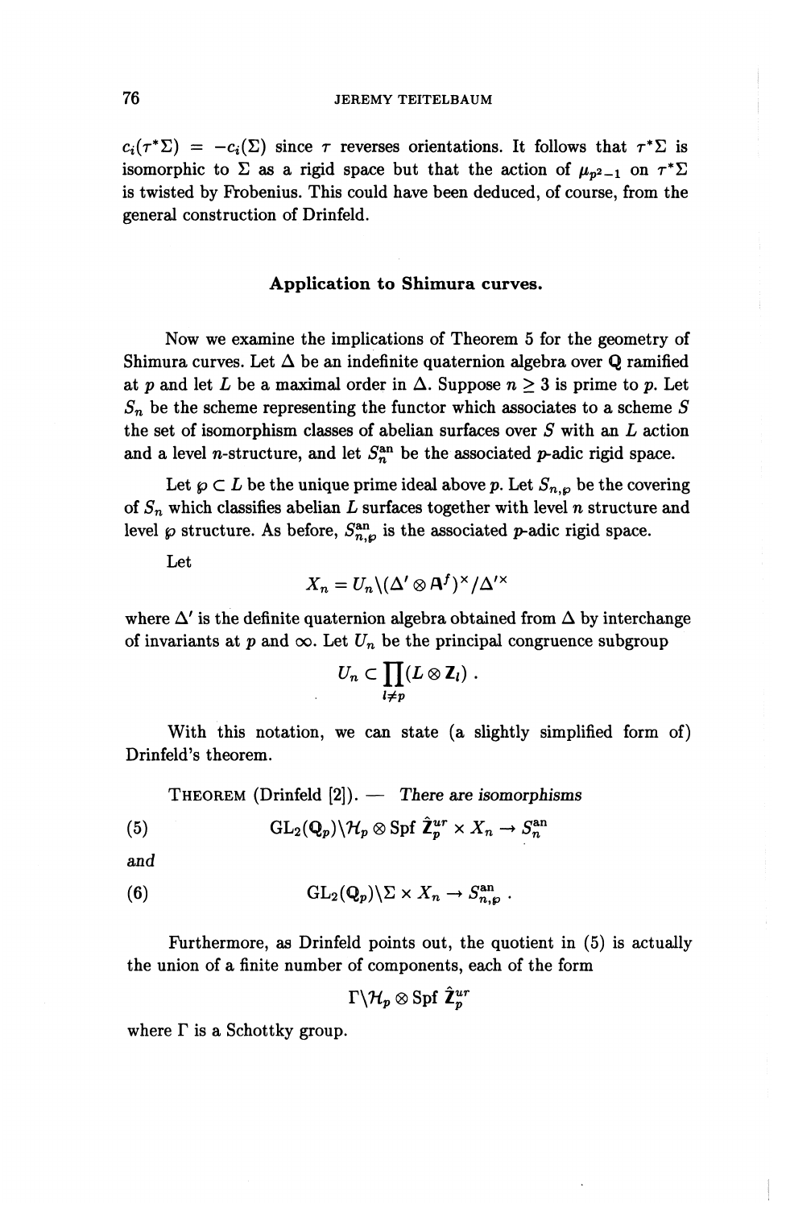$c_i(\tau^*\Sigma) = -c_i(\Sigma)$ since $\tau$ reverses orientations. It follows that $\tau^*\Sigma$ is isomorphic to $\Sigma$ as a rigid space but that the action of $\mu_{p^2-1}$ on $\tau^*\Sigma$ is twisted by Frobenius. This could have been deduced, of course, from the general construction of Drinfeld.

## Application to Shimura curves.

Now we examine the implications of Theorem 5 for the geometry of Shimura curves. Let $\Delta$ be an indefinite quaternion algebra over $\mathbf{Q}$ ramified at $p$ and let $L$ be a maximal order in $\Delta$. Suppose $n \geq 3$ is prime to $p$. Let $S_n$ be the scheme representing the functor which associates to a scheme $S$ the set of isomorphism classes of abelian surfaces over $S$ with an $L$ action and a level $n$-structure, and let $S_n^{\text{an}}$ be the associated $p$-adic rigid space.

Let $\wp \subset L$ be the unique prime ideal above $p$. Let $S_{n,\wp}$ be the covering of $S_n$ which classifies abelian $L$ surfaces together with level $n$ structure and level $\wp$ structure. As before, $S_{n,\wp}^{\text{an}}$ is the associated $p$-adic rigid space.

Let

$$X_n = U_n \backslash (\Delta' \otimes \mathbb{A}^f)^\times / \Delta'^\times$$

where $\Delta'$ is the definite quaternion algebra obtained from $\Delta$ by interchange of invariants at $p$ and $\infty$. Let $U_n$ be the principal congruence subgroup

$$U_n \subset \prod_{l \neq p} (L \otimes \mathbf{Z}_l) .$$

With this notation, we can state (a slightly simplified form of) Drinfeld's theorem.

THEOREM (Drinfeld [2]). — *There are isomorphisms*

$$\mathrm{GL}_2(\mathbf{Q}_p) \backslash \mathcal{H}_p \otimes \mathrm{Spf}\ \hat{\mathbf{Z}}_p^{ur} \times X_n \to S_n^{\text{an}} \tag{5}$$

*and*

$$\mathrm{GL}_2(\mathbf{Q}_p) \backslash \Sigma \times X_n \to S_{n,\wp}^{\text{an}} . \tag{6}$$

Furthermore, as Drinfeld points out, the quotient in (5) is actually the union of a finite number of components, each of the form

$$\Gamma \backslash \mathcal{H}_p \otimes \mathrm{Spf}\ \hat{\mathbf{Z}}_p^{ur}$$

where $\Gamma$ is a Schottky group.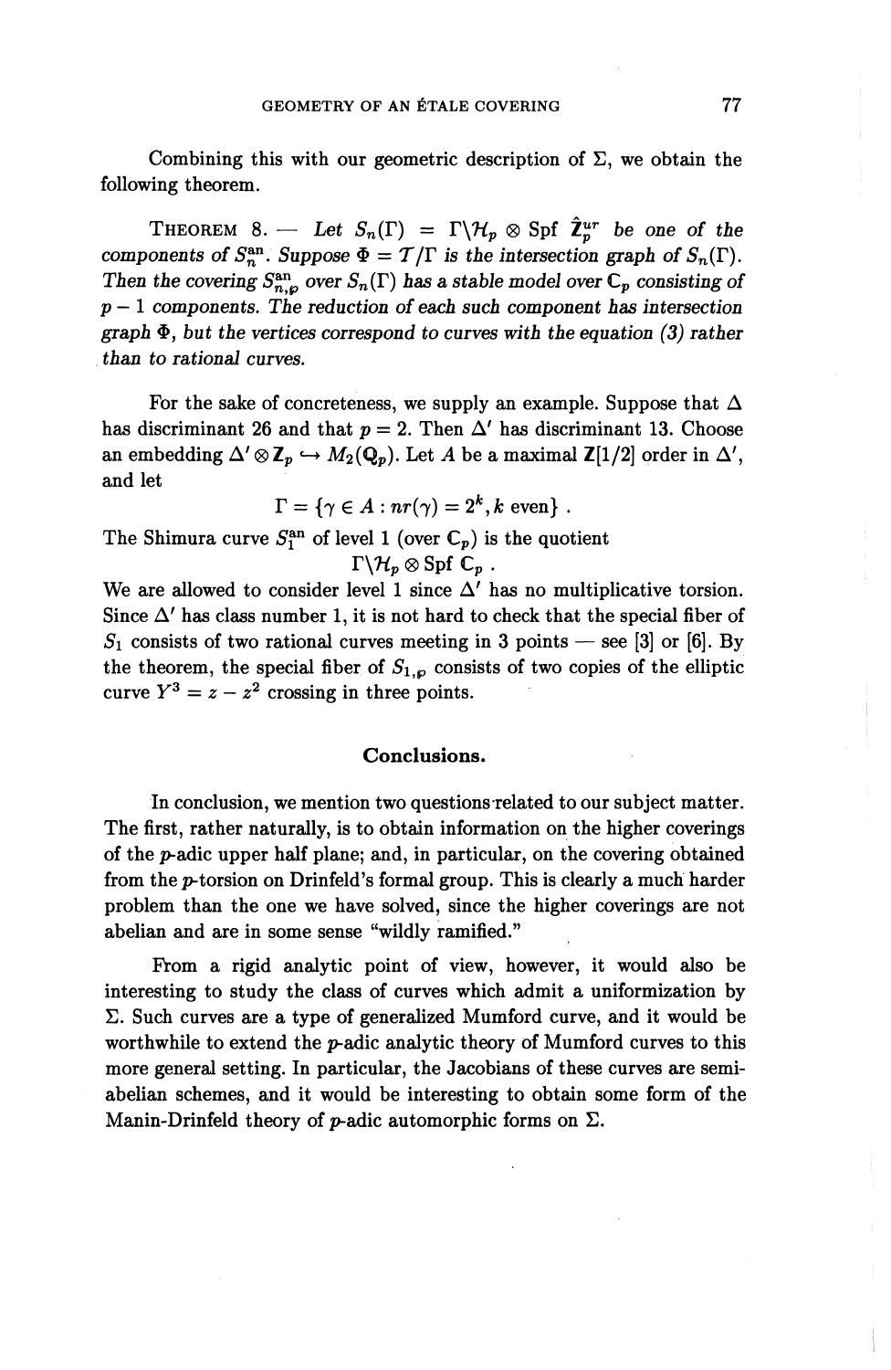Combining this with our geometric description of $\Sigma$, we obtain the following theorem.

THEOREM 8. — *Let $S_n(\Gamma) = \Gamma\backslash\mathcal{H}_p \otimes \operatorname{Spf} \hat{\mathbf{Z}}_p^{ur}$ be one of the components of $S_n^{\mathrm{an}}$. Suppose $\Phi = \mathcal{T}/\Gamma$ is the intersection graph of $S_n(\Gamma)$. Then the covering $S_{n,\wp}^{\mathrm{an}}$ over $S_n(\Gamma)$ has a stable model over $\mathbf{C}_p$ consisting of $p-1$ components. The reduction of each such component has intersection graph $\Phi$, but the vertices correspond to curves with the equation (3) rather than to rational curves.*

For the sake of concreteness, we supply an example. Suppose that $\Delta$ has discriminant 26 and that $p = 2$. Then $\Delta'$ has discriminant 13. Choose an embedding $\Delta' \otimes \mathbf{Z}_p \hookrightarrow M_2(\mathbf{Q}_p)$. Let $A$ be a maximal $\mathbf{Z}[1/2]$ order in $\Delta'$, and let

$$\Gamma = \{\gamma \in A : nr(\gamma) = 2^k, k \text{ even}\} .$$

The Shimura curve $S_1^{\mathrm{an}}$ of level 1 (over $\mathbf{C}_p$) is the quotient

$$\Gamma\backslash\mathcal{H}_p \otimes \operatorname{Spf} \mathbf{C}_p .$$

We are allowed to consider level 1 since $\Delta'$ has no multiplicative torsion. Since $\Delta'$ has class number 1, it is not hard to check that the special fiber of $S_1$ consists of two rational curves meeting in 3 points — see [3] or [6]. By the theorem, the special fiber of $S_{1,\wp}$ consists of two copies of the elliptic curve $Y^3 = z - z^2$ crossing in three points.

## Conclusions.

In conclusion, we mention two questions related to our subject matter. The first, rather naturally, is to obtain information on the higher coverings of the $p$-adic upper half plane; and, in particular, on the covering obtained from the $p$-torsion on Drinfeld's formal group. This is clearly a much harder problem than the one we have solved, since the higher coverings are not abelian and are in some sense "wildly ramified."

From a rigid analytic point of view, however, it would also be interesting to study the class of curves which admit a uniformization by $\Sigma$. Such curves are a type of generalized Mumford curve, and it would be worthwhile to extend the $p$-adic analytic theory of Mumford curves to this more general setting. In particular, the Jacobians of these curves are semi-abelian schemes, and it would be interesting to obtain some form of the Manin-Drinfeld theory of $p$-adic automorphic forms on $\Sigma$.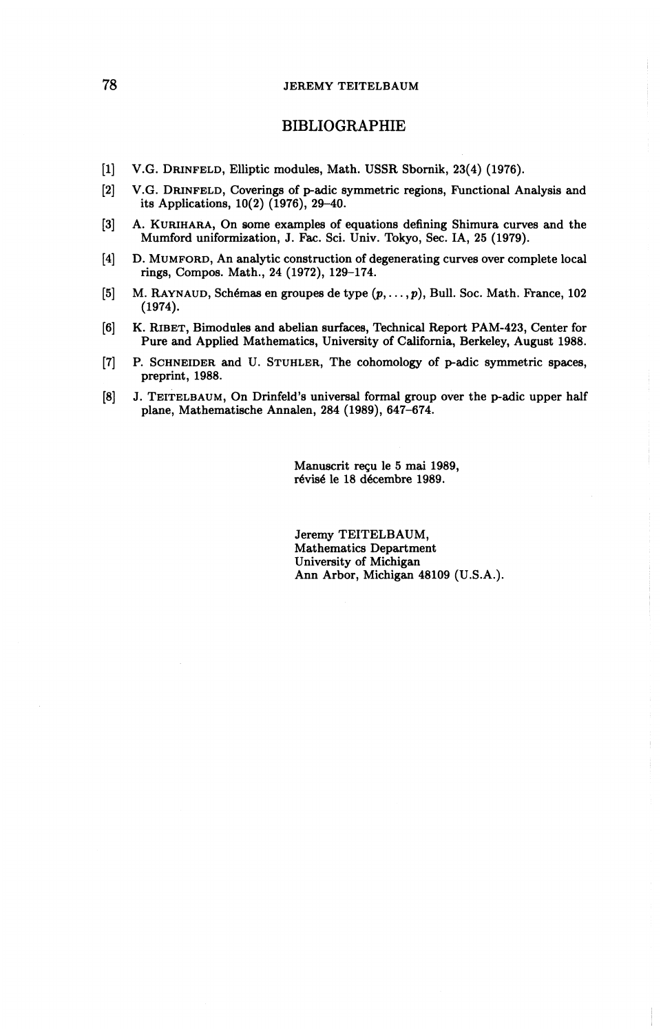## BIBLIOGRAPHIE

[1] V.G. Drinfeld, Elliptic modules, Math. USSR Sbornik, 23(4) (1976).

[2] V.G. Drinfeld, Coverings of p-adic symmetric regions, Functional Analysis and its Applications, 10(2) (1976), 29–40.

[3] A. Kurihara, On some examples of equations defining Shimura curves and the Mumford uniformization, J. Fac. Sci. Univ. Tokyo, Sec. IA, 25 (1979).

[4] D. Mumford, An analytic construction of degenerating curves over complete local rings, Compos. Math., 24 (1972), 129–174.

[5] M. Raynaud, Schémas en groupes de type $(p,\ldots,p)$, Bull. Soc. Math. France, 102 (1974).

[6] K. Ribet, Bimodules and abelian surfaces, Technical Report PAM-423, Center for Pure and Applied Mathematics, University of California, Berkeley, August 1988.

[7] P. Schneider and U. Stuhler, The cohomology of p-adic symmetric spaces, preprint, 1988.

[8] J. Teitelbaum, On Drinfeld's universal formal group over the p-adic upper half plane, Mathematische Annalen, 284 (1989), 647–674.

Manuscrit reçu le 5 mai 1989,
révisé le 18 décembre 1989.

Jeremy TEITELBAUM,
Mathematics Department
University of Michigan
Ann Arbor, Michigan 48109 (U.S.A.).